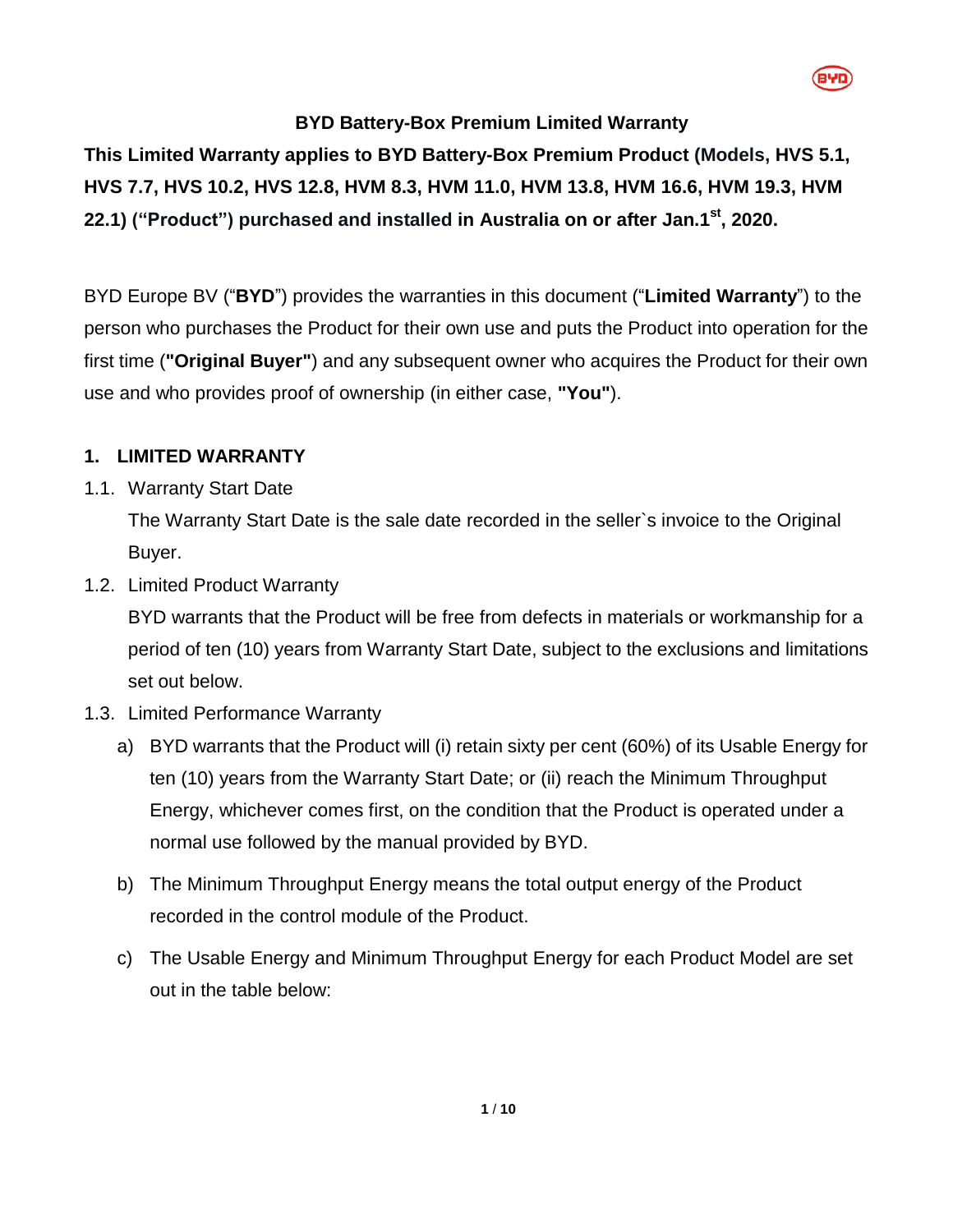# BYD Battery-Box Premium Limited Warranty

**This Limited Warranty applies to BYD Battery-Box Premium Product (Models, HVS 5.1, HVS 7.7, HVS 10.2, HVS 12.8, HVM 8.3, HVM 11.0, HVM 13.8, HVM 16.6, HVM 19.3, HVM 22.1) ("Product") purchased and installed in Australia on or after Jan.1st, 2020.**

BYD Europe BV ("**BYD**") provides the warranties in this document ("**Limited Warranty**") to the person who purchases the Product for their own use and puts the Product into operation for the first time (**"Original Buyer"**) and any subsequent owner who acquires the Product for their own use and who provides proof of ownership (in either case, **"You"**).

## 1. LIMITED WARRANTY

1.1. Warranty Start Date

The Warranty Start Date is the sale date recorded in the seller`s invoice to the Original Buyer.

1.2. Limited Product Warranty

BYD warrants that the Product will be free from defects in materials or workmanship for a period of ten (10) years from Warranty Start Date, subject to the exclusions and limitations set out below.

1.3. Limited Performance Warranty

a) BYD warrants that the Product will (i) retain sixty per cent (60%) of its Usable Energy for ten (10) years from the Warranty Start Date; or (ii) reach the Minimum Throughput Energy, whichever comes first, on the condition that the Product is operated under a normal use followed by the manual provided by BYD.

b) The Minimum Throughput Energy means the total output energy of the Product recorded in the control module of the Product.

c) The Usable Energy and Minimum Throughput Energy for each Product Model are set out in the table below: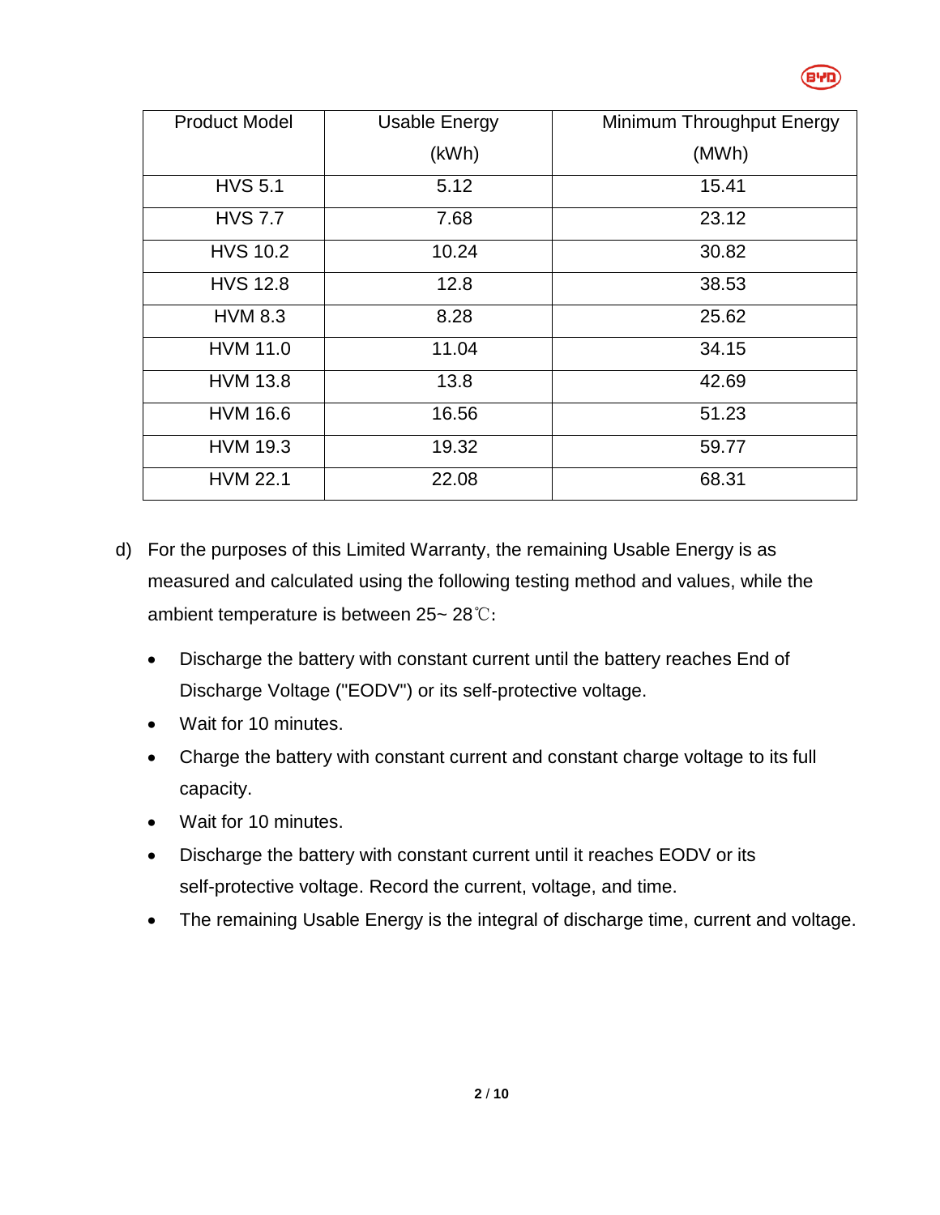| Product Model | Usable Energy (kWh) | Minimum Throughput Energy (MWh) |
|---|---|---|
| HVS 5.1 | 5.12 | 15.41 |
| HVS 7.7 | 7.68 | 23.12 |
| HVS 10.2 | 10.24 | 30.82 |
| HVS 12.8 | 12.8 | 38.53 |
| HVM 8.3 | 8.28 | 25.62 |
| HVM 11.0 | 11.04 | 34.15 |
| HVM 13.8 | 13.8 | 42.69 |
| HVM 16.6 | 16.56 | 51.23 |
| HVM 19.3 | 19.32 | 59.77 |
| HVM 22.1 | 22.08 | 68.31 |

d) For the purposes of this Limited Warranty, the remaining Usable Energy is as measured and calculated using the following testing method and values, while the ambient temperature is between 25~ 28℃:

- Discharge the battery with constant current until the battery reaches End of Discharge Voltage ("EODV") or its self-protective voltage.
- Wait for 10 minutes.
- Charge the battery with constant current and constant charge voltage to its full capacity.
- Wait for 10 minutes.
- Discharge the battery with constant current until it reaches EODV or its self-protective voltage. Record the current, voltage, and time.
- The remaining Usable Energy is the integral of discharge time, current and voltage.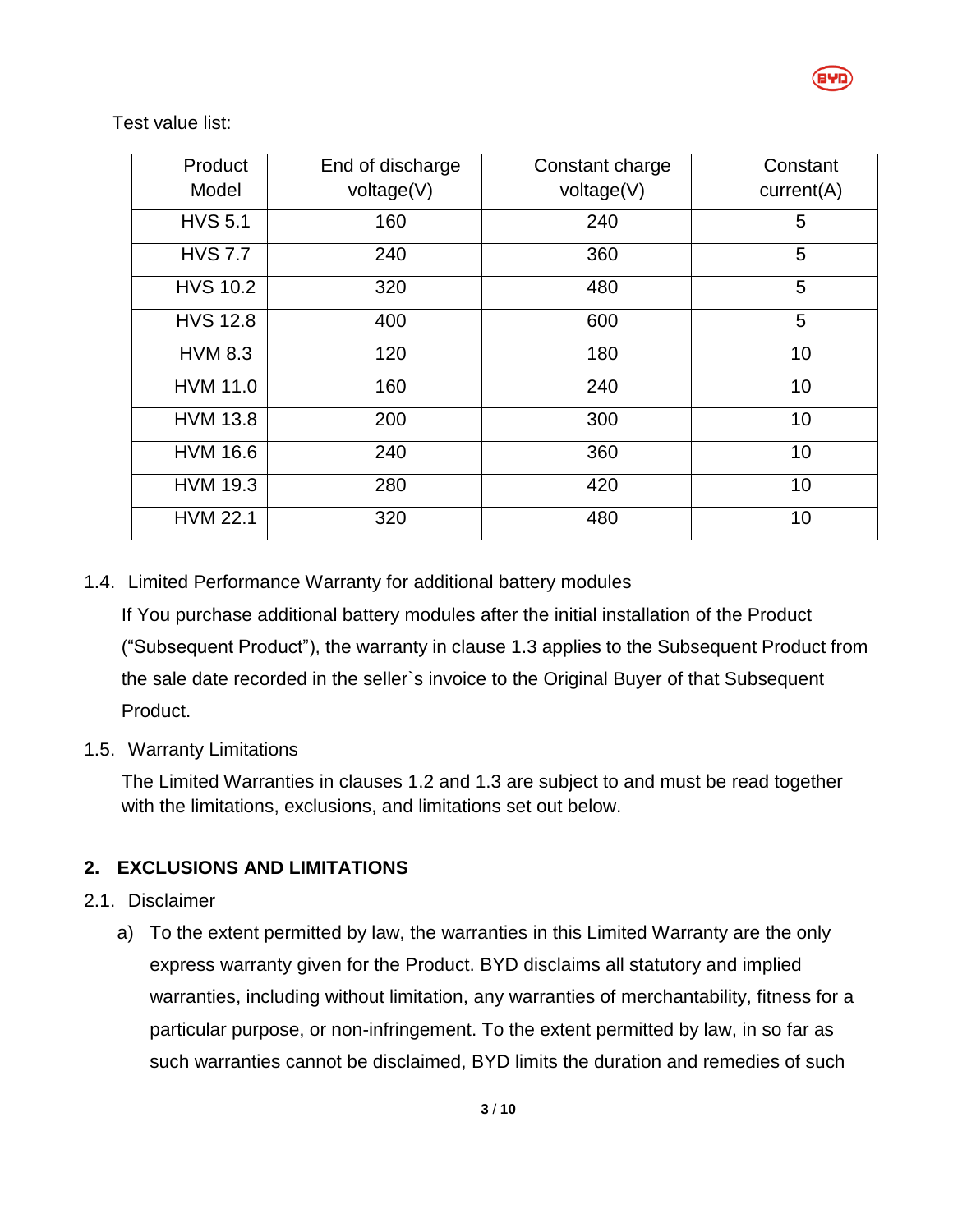Test value list:

| Product Model | End of discharge voltage(V) | Constant charge voltage(V) | Constant current(A) |
|---|---|---|---|
| HVS 5.1 | 160 | 240 | 5 |
| HVS 7.7 | 240 | 360 | 5 |
| HVS 10.2 | 320 | 480 | 5 |
| HVS 12.8 | 400 | 600 | 5 |
| HVM 8.3 | 120 | 180 | 10 |
| HVM 11.0 | 160 | 240 | 10 |
| HVM 13.8 | 200 | 300 | 10 |
| HVM 16.6 | 240 | 360 | 10 |
| HVM 19.3 | 280 | 420 | 10 |
| HVM 22.1 | 320 | 480 | 10 |

1.4. Limited Performance Warranty for additional battery modules

If You purchase additional battery modules after the initial installation of the Product ("Subsequent Product"), the warranty in clause 1.3 applies to the Subsequent Product from the sale date recorded in the seller`s invoice to the Original Buyer of that Subsequent Product.

1.5. Warranty Limitations

The Limited Warranties in clauses 1.2 and 1.3 are subject to and must be read together with the limitations, exclusions, and limitations set out below.

## 2. EXCLUSIONS AND LIMITATIONS

2.1. Disclaimer

a) To the extent permitted by law, the warranties in this Limited Warranty are the only express warranty given for the Product. BYD disclaims all statutory and implied warranties, including without limitation, any warranties of merchantability, fitness for a particular purpose, or non-infringement. To the extent permitted by law, in so far as such warranties cannot be disclaimed, BYD limits the duration and remedies of such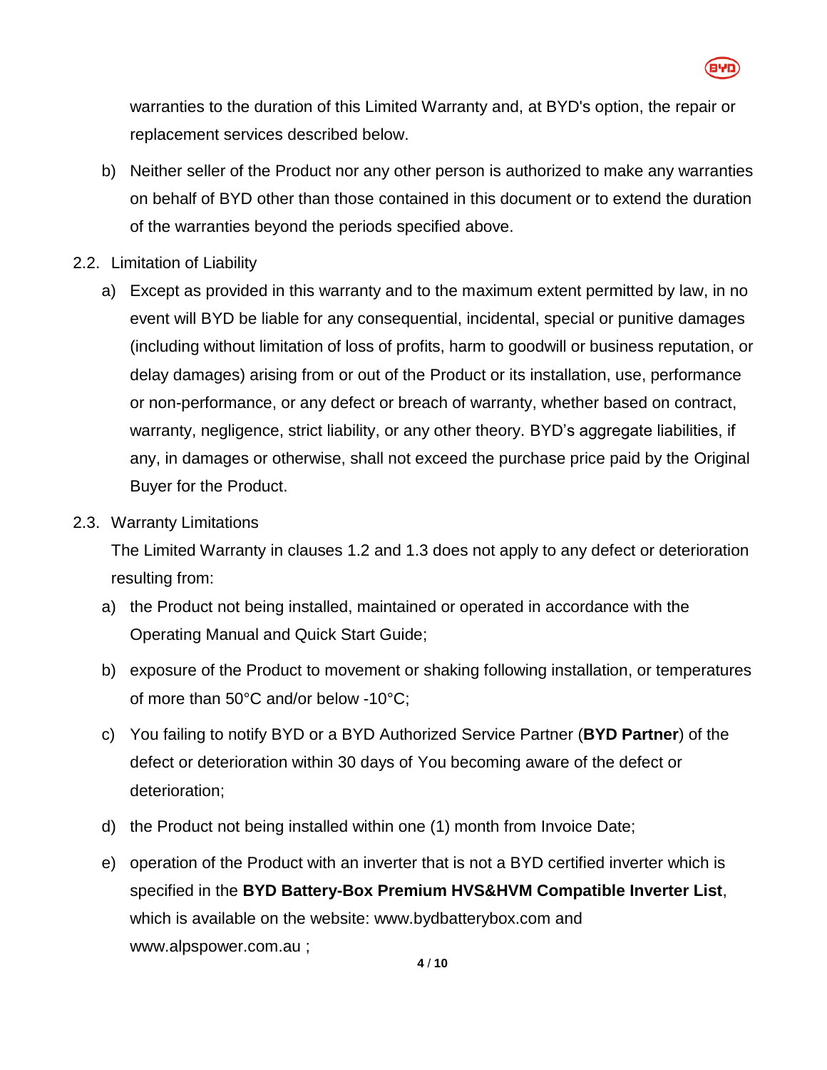warranties to the duration of this Limited Warranty and, at BYD's option, the repair or replacement services described below.

b) Neither seller of the Product nor any other person is authorized to make any warranties on behalf of BYD other than those contained in this document or to extend the duration of the warranties beyond the periods specified above.

2.2. Limitation of Liability

a) Except as provided in this warranty and to the maximum extent permitted by law, in no event will BYD be liable for any consequential, incidental, special or punitive damages (including without limitation of loss of profits, harm to goodwill or business reputation, or delay damages) arising from or out of the Product or its installation, use, performance or non-performance, or any defect or breach of warranty, whether based on contract, warranty, negligence, strict liability, or any other theory. BYD's aggregate liabilities, if any, in damages or otherwise, shall not exceed the purchase price paid by the Original Buyer for the Product.

2.3. Warranty Limitations

The Limited Warranty in clauses 1.2 and 1.3 does not apply to any defect or deterioration resulting from:

a) the Product not being installed, maintained or operated in accordance with the Operating Manual and Quick Start Guide;

b) exposure of the Product to movement or shaking following installation, or temperatures of more than 50°C and/or below -10°C;

c) You failing to notify BYD or a BYD Authorized Service Partner (**BYD Partner**) of the defect or deterioration within 30 days of You becoming aware of the defect or deterioration;

d) the Product not being installed within one (1) month from Invoice Date;

e) operation of the Product with an inverter that is not a BYD certified inverter which is specified in the **BYD Battery-Box Premium HVS&HVM Compatible Inverter List**, which is available on the website: www.bydbatterybox.com and www.alpspower.com.au ;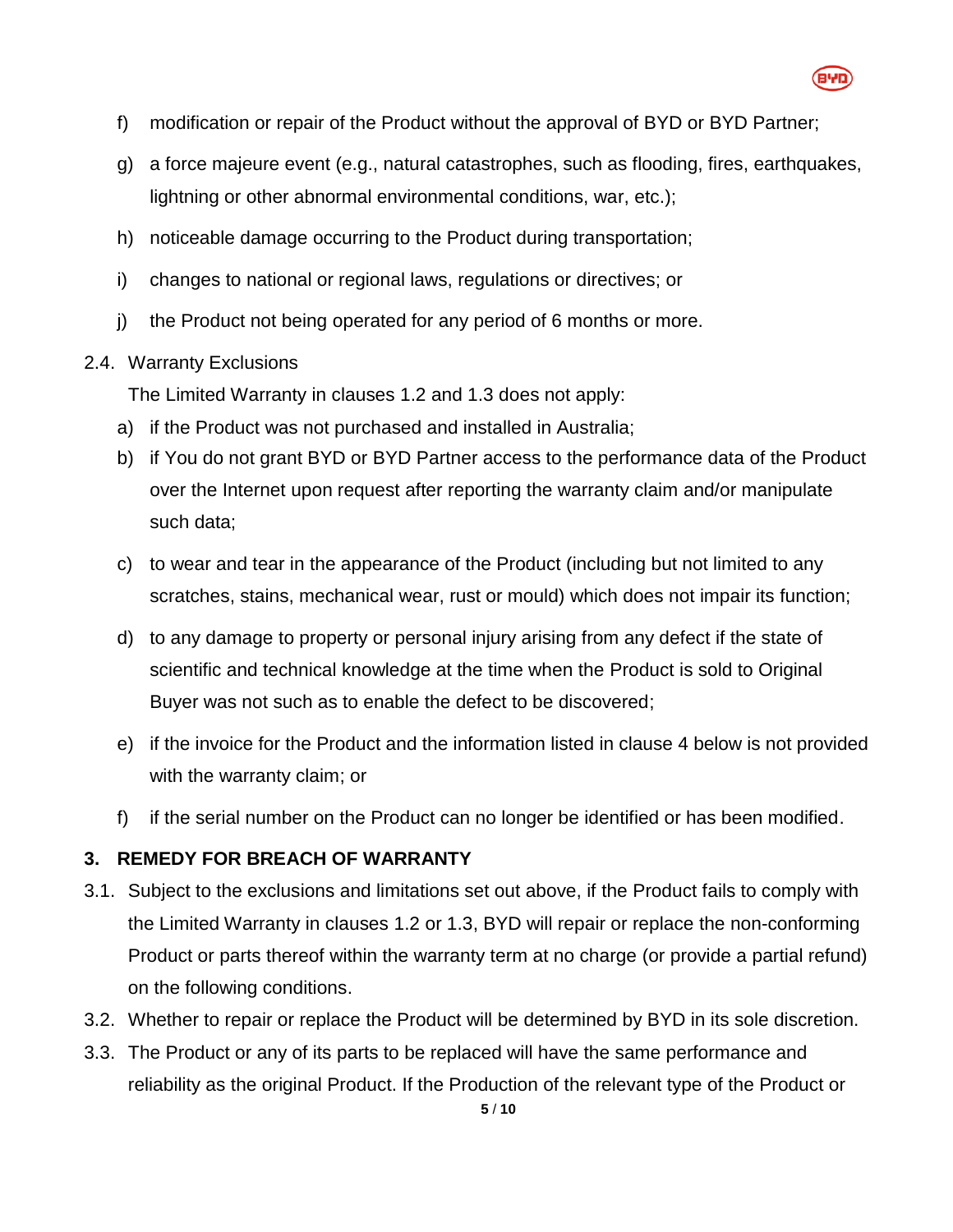f) modification or repair of the Product without the approval of BYD or BYD Partner;

g) a force majeure event (e.g., natural catastrophes, such as flooding, fires, earthquakes, lightning or other abnormal environmental conditions, war, etc.);

h) noticeable damage occurring to the Product during transportation;

i) changes to national or regional laws, regulations or directives; or

j) the Product not being operated for any period of 6 months or more.

2.4. Warranty Exclusions

The Limited Warranty in clauses 1.2 and 1.3 does not apply:

a) if the Product was not purchased and installed in Australia;

b) if You do not grant BYD or BYD Partner access to the performance data of the Product over the Internet upon request after reporting the warranty claim and/or manipulate such data;

c) to wear and tear in the appearance of the Product (including but not limited to any scratches, stains, mechanical wear, rust or mould) which does not impair its function;

d) to any damage to property or personal injury arising from any defect if the state of scientific and technical knowledge at the time when the Product is sold to Original Buyer was not such as to enable the defect to be discovered;

e) if the invoice for the Product and the information listed in clause 4 below is not provided with the warranty claim; or

f) if the serial number on the Product can no longer be identified or has been modified.

## 3. REMEDY FOR BREACH OF WARRANTY

3.1. Subject to the exclusions and limitations set out above, if the Product fails to comply with the Limited Warranty in clauses 1.2 or 1.3, BYD will repair or replace the non-conforming Product or parts thereof within the warranty term at no charge (or provide a partial refund) on the following conditions.

3.2. Whether to repair or replace the Product will be determined by BYD in its sole discretion.

3.3. The Product or any of its parts to be replaced will have the same performance and reliability as the original Product. If the Production of the relevant type of the Product or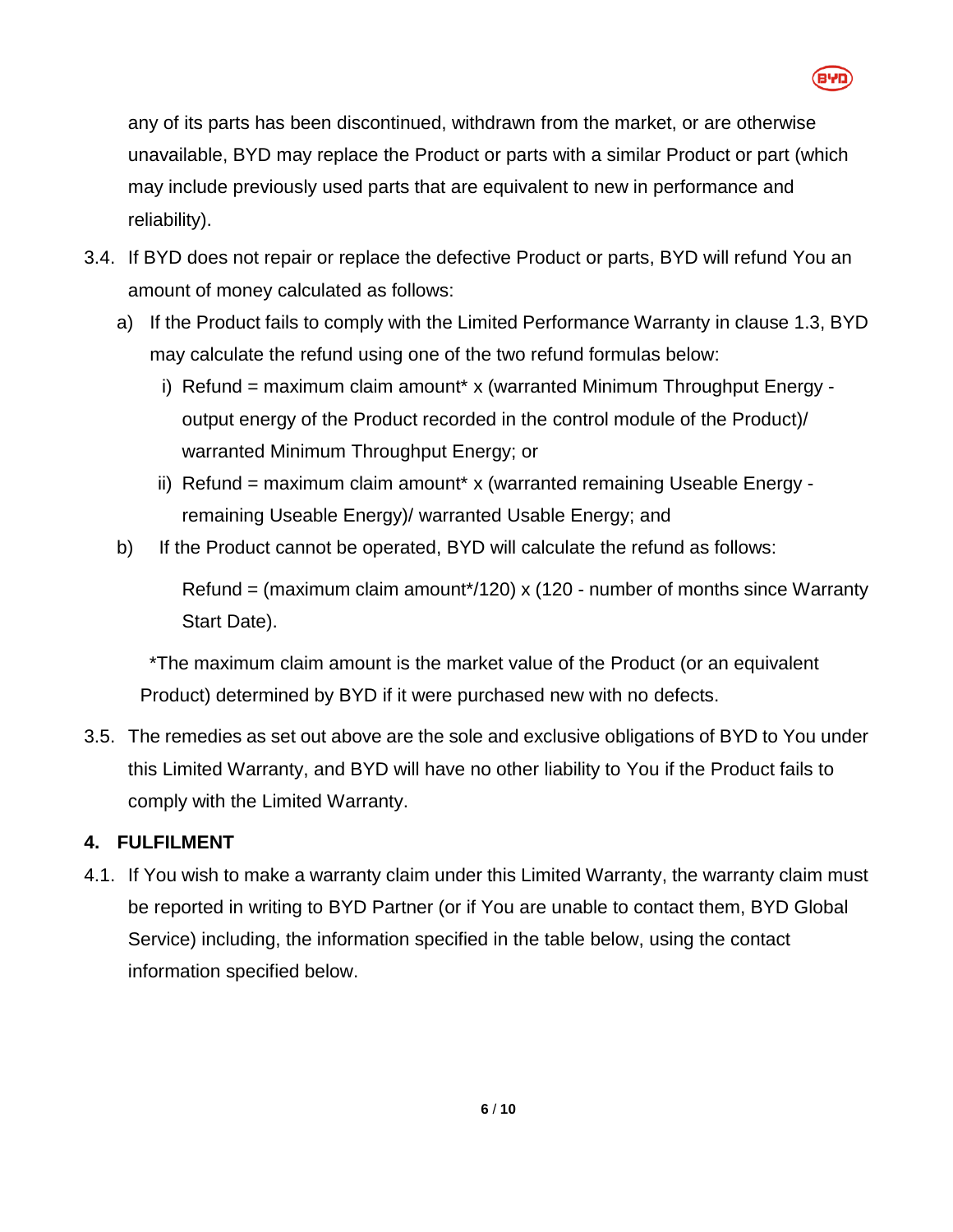any of its parts has been discontinued, withdrawn from the market, or are otherwise unavailable, BYD may replace the Product or parts with a similar Product or part (which may include previously used parts that are equivalent to new in performance and reliability).

3.4. If BYD does not repair or replace the defective Product or parts, BYD will refund You an amount of money calculated as follows:

   a) If the Product fails to comply with the Limited Performance Warranty in clause 1.3, BYD may calculate the refund using one of the two refund formulas below:

      i) Refund = maximum claim amount* x (warranted Minimum Throughput Energy - output energy of the Product recorded in the control module of the Product)/ warranted Minimum Throughput Energy; or

      ii) Refund = maximum claim amount* x (warranted remaining Useable Energy - remaining Useable Energy)/ warranted Usable Energy; and

   b) If the Product cannot be operated, BYD will calculate the refund as follows:

      Refund = (maximum claim amount*/120) x (120 - number of months since Warranty Start Date).

   *The maximum claim amount is the market value of the Product (or an equivalent Product) determined by BYD if it were purchased new with no defects.

3.5. The remedies as set out above are the sole and exclusive obligations of BYD to You under this Limited Warranty, and BYD will have no other liability to You if the Product fails to comply with the Limited Warranty.

## 4. FULFILMENT

4.1. If You wish to make a warranty claim under this Limited Warranty, the warranty claim must be reported in writing to BYD Partner (or if You are unable to contact them, BYD Global Service) including, the information specified in the table below, using the contact information specified below.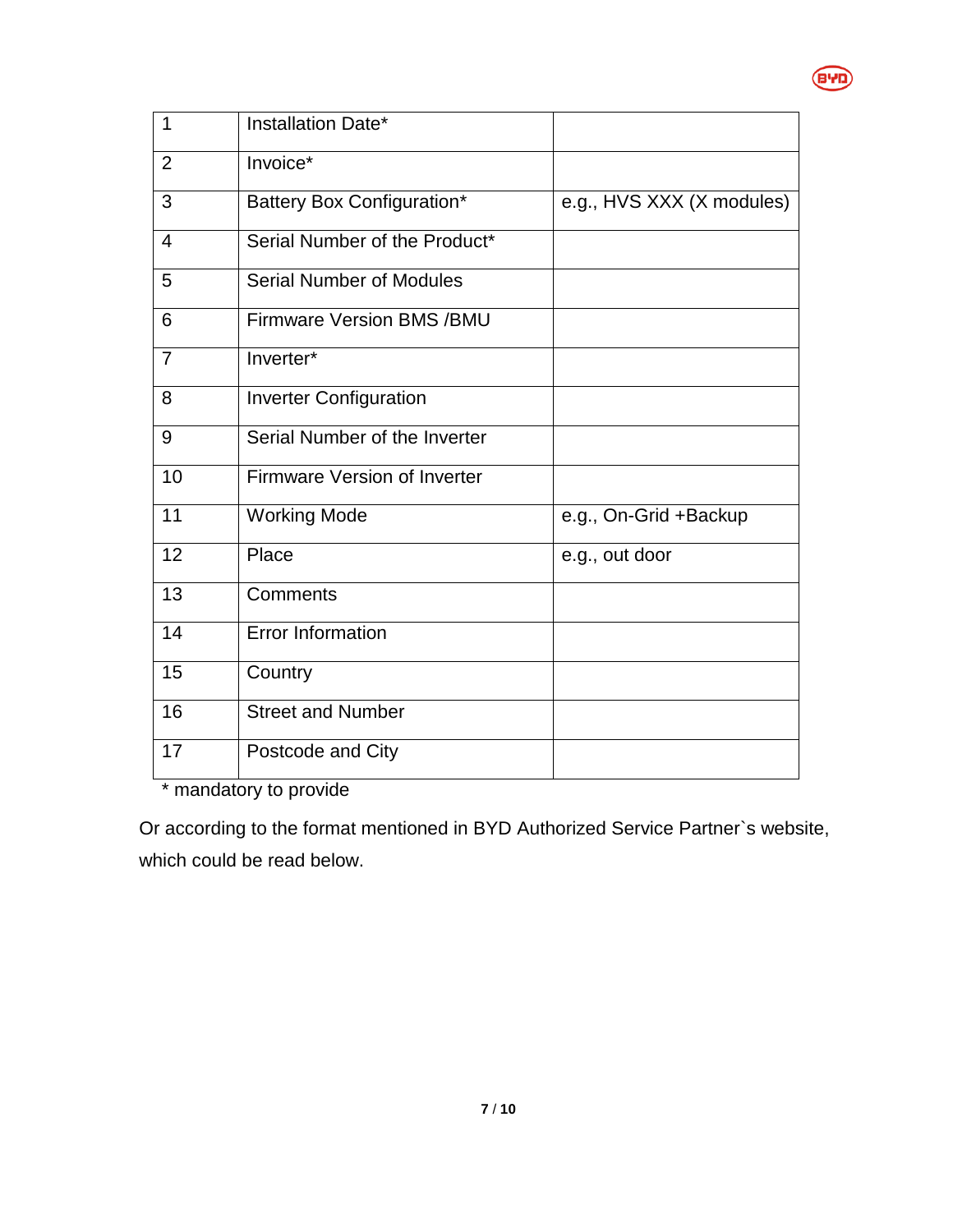| 1 | Installation Date* | |
|---|---|---|
| 2 | Invoice* | |
| 3 | Battery Box Configuration* | e.g., HVS XXX (X modules) |
| 4 | Serial Number of the Product* | |
| 5 | Serial Number of Modules | |
| 6 | Firmware Version BMS /BMU | |
| 7 | Inverter* | |
| 8 | Inverter Configuration | |
| 9 | Serial Number of the Inverter | |
| 10 | Firmware Version of Inverter | |
| 11 | Working Mode | e.g., On-Grid +Backup |
| 12 | Place | e.g., out door |
| 13 | Comments | |
| 14 | Error Information | |
| 15 | Country | |
| 16 | Street and Number | |
| 17 | Postcode and City | |

* mandatory to provide

Or according to the format mentioned in BYD Authorized Service Partner`s website, which could be read below.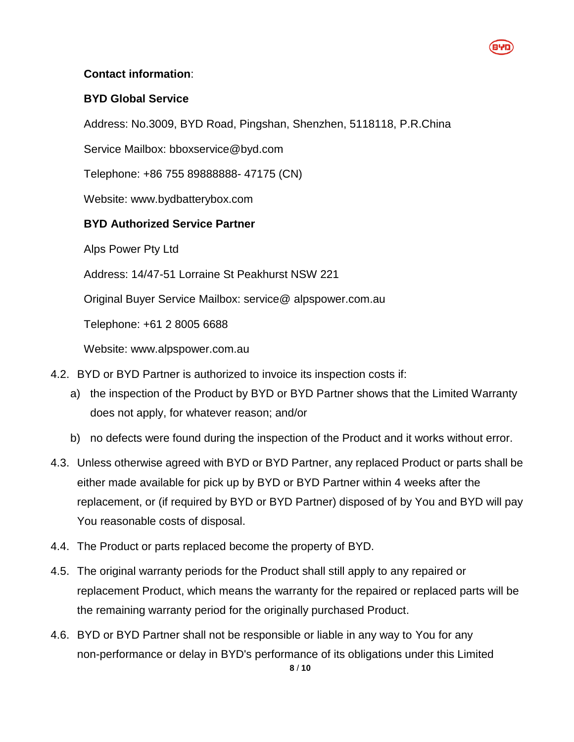**Contact information**:

**BYD Global Service**

Address: No.3009, BYD Road, Pingshan, Shenzhen, 5118118, P.R.China

Service Mailbox: bboxservice@byd.com

Telephone: +86 755 89888888- 47175 (CN)

Website: www.bydbatterybox.com

**BYD Authorized Service Partner**

Alps Power Pty Ltd

Address: 14/47-51 Lorraine St Peakhurst NSW 221

Original Buyer Service Mailbox: service@ alpspower.com.au

Telephone: +61 2 8005 6688

Website: www.alpspower.com.au

4.2. BYD or BYD Partner is authorized to invoice its inspection costs if:

   a) the inspection of the Product by BYD or BYD Partner shows that the Limited Warranty does not apply, for whatever reason; and/or

   b) no defects were found during the inspection of the Product and it works without error.

4.3. Unless otherwise agreed with BYD or BYD Partner, any replaced Product or parts shall be either made available for pick up by BYD or BYD Partner within 4 weeks after the replacement, or (if required by BYD or BYD Partner) disposed of by You and BYD will pay You reasonable costs of disposal.

4.4. The Product or parts replaced become the property of BYD.

4.5. The original warranty periods for the Product shall still apply to any repaired or replacement Product, which means the warranty for the repaired or replaced parts will be the remaining warranty period for the originally purchased Product.

4.6. BYD or BYD Partner shall not be responsible or liable in any way to You for any non-performance or delay in BYD's performance of its obligations under this Limited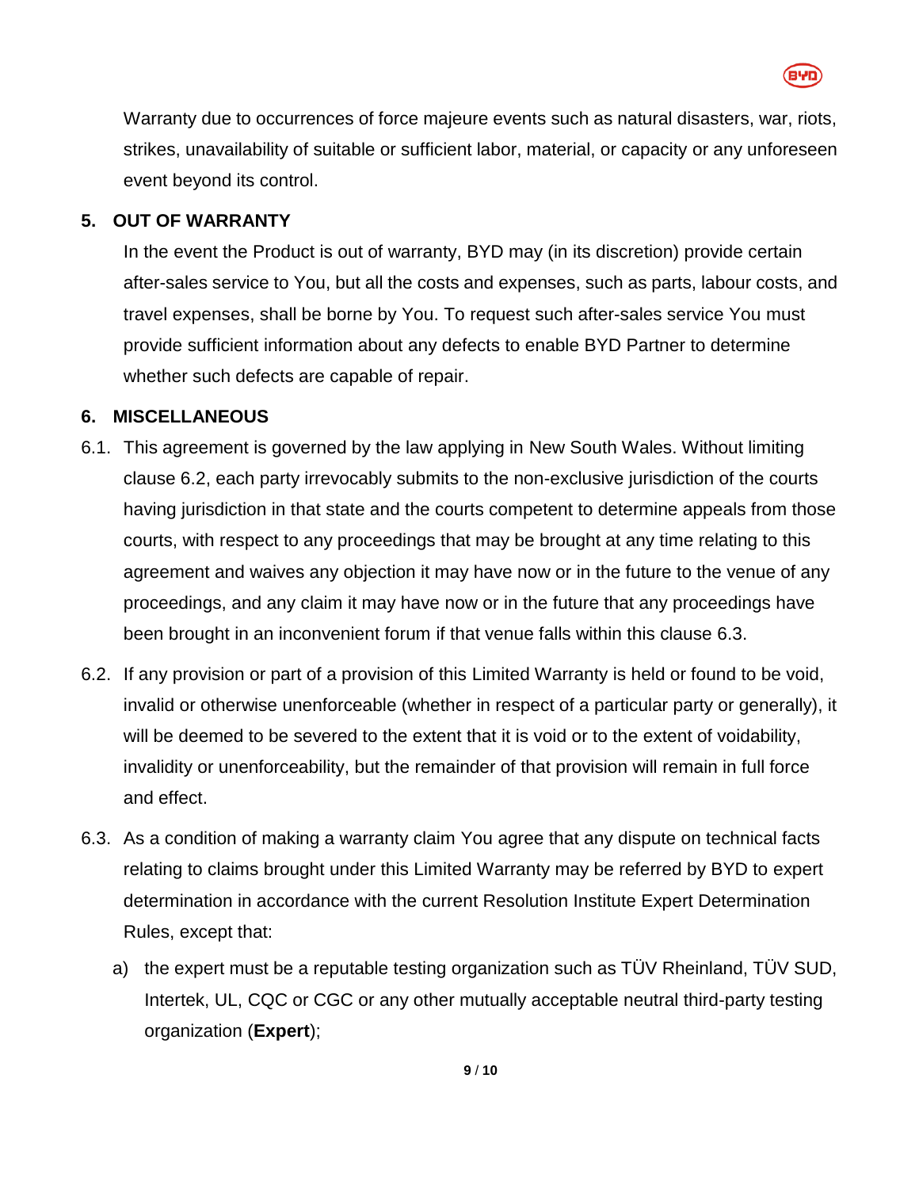Warranty due to occurrences of force majeure events such as natural disasters, war, riots, strikes, unavailability of suitable or sufficient labor, material, or capacity or any unforeseen event beyond its control.

## 5. OUT OF WARRANTY

In the event the Product is out of warranty, BYD may (in its discretion) provide certain after-sales service to You, but all the costs and expenses, such as parts, labour costs, and travel expenses, shall be borne by You. To request such after-sales service You must provide sufficient information about any defects to enable BYD Partner to determine whether such defects are capable of repair.

## 6. MISCELLANEOUS

6.1. This agreement is governed by the law applying in New South Wales. Without limiting clause 6.2, each party irrevocably submits to the non-exclusive jurisdiction of the courts having jurisdiction in that state and the courts competent to determine appeals from those courts, with respect to any proceedings that may be brought at any time relating to this agreement and waives any objection it may have now or in the future to the venue of any proceedings, and any claim it may have now or in the future that any proceedings have been brought in an inconvenient forum if that venue falls within this clause 6.3.

6.2. If any provision or part of a provision of this Limited Warranty is held or found to be void, invalid or otherwise unenforceable (whether in respect of a particular party or generally), it will be deemed to be severed to the extent that it is void or to the extent of voidability, invalidity or unenforceability, but the remainder of that provision will remain in full force and effect.

6.3. As a condition of making a warranty claim You agree that any dispute on technical facts relating to claims brought under this Limited Warranty may be referred by BYD to expert determination in accordance with the current Resolution Institute Expert Determination Rules, except that:

a) the expert must be a reputable testing organization such as TÜV Rheinland, TÜV SUD, Intertek, UL, CQC or CGC or any other mutually acceptable neutral third-party testing organization (**Expert**);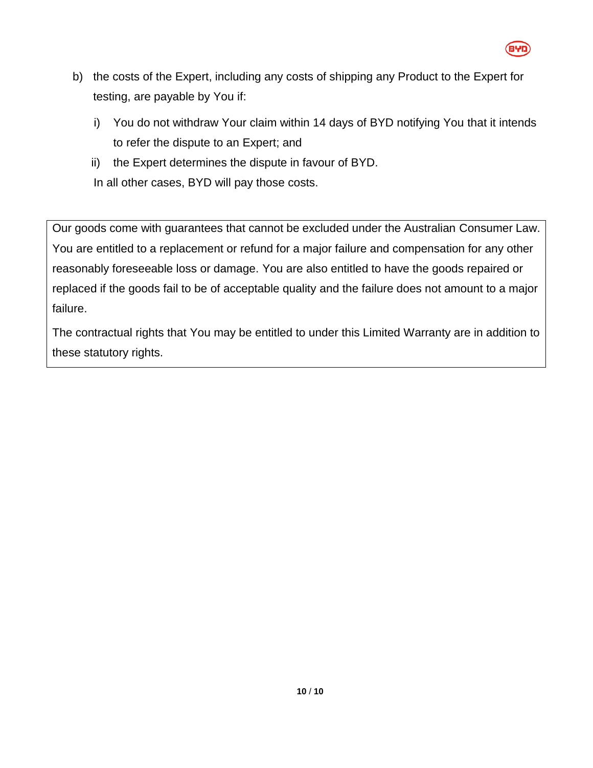b) the costs of the Expert, including any costs of shipping any Product to the Expert for testing, are payable by You if:

   i) You do not withdraw Your claim within 14 days of BYD notifying You that it intends to refer the dispute to an Expert; and

   ii) the Expert determines the dispute in favour of BYD.

   In all other cases, BYD will pay those costs.

Our goods come with guarantees that cannot be excluded under the Australian Consumer Law. You are entitled to a replacement or refund for a major failure and compensation for any other reasonably foreseeable loss or damage. You are also entitled to have the goods repaired or replaced if the goods fail to be of acceptable quality and the failure does not amount to a major failure.

The contractual rights that You may be entitled to under this Limited Warranty are in addition to these statutory rights.